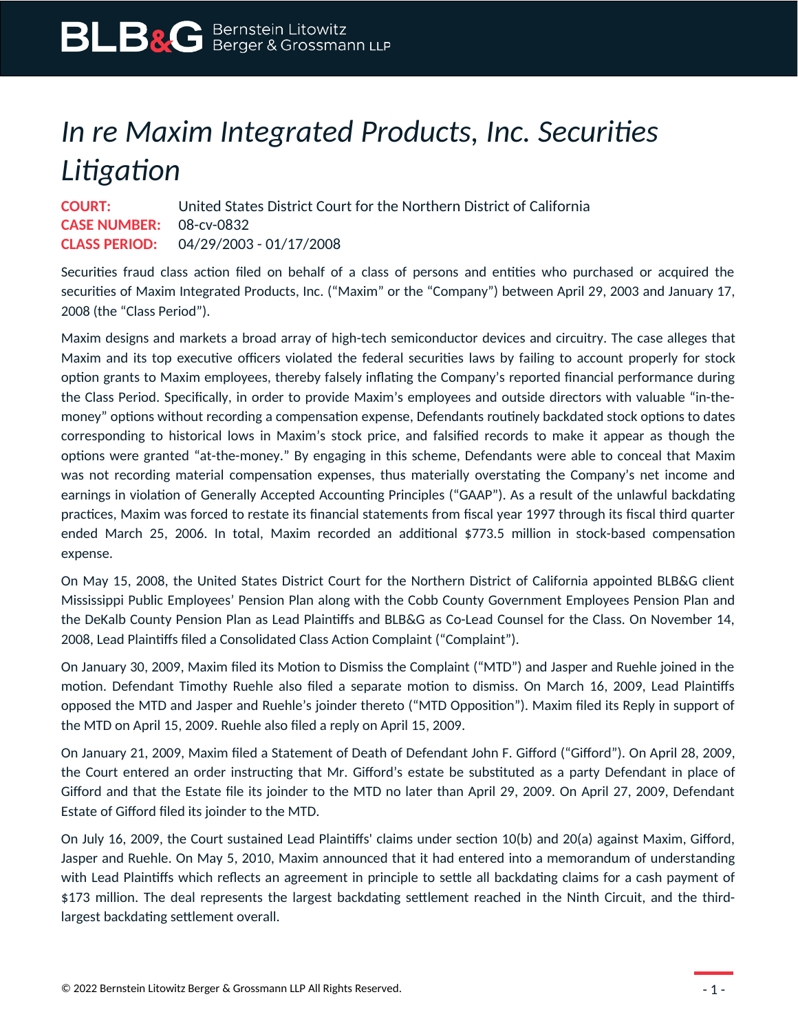# *In re Maxim Integrated Products, Inc. Securities Litigation*

**COURT:** United States District Court for the Northern District of California
**CASE NUMBER:** 08-cv-0832
**CLASS PERIOD:** 04/29/2003 - 01/17/2008

Securities fraud class action filed on behalf of a class of persons and entities who purchased or acquired the securities of Maxim Integrated Products, Inc. ("Maxim" or the "Company") between April 29, 2003 and January 17, 2008 (the "Class Period").

Maxim designs and markets a broad array of high-tech semiconductor devices and circuitry. The case alleges that Maxim and its top executive officers violated the federal securities laws by failing to account properly for stock option grants to Maxim employees, thereby falsely inflating the Company's reported financial performance during the Class Period. Specifically, in order to provide Maxim's employees and outside directors with valuable "in-the-money" options without recording a compensation expense, Defendants routinely backdated stock options to dates corresponding to historical lows in Maxim's stock price, and falsified records to make it appear as though the options were granted "at-the-money." By engaging in this scheme, Defendants were able to conceal that Maxim was not recording material compensation expenses, thus materially overstating the Company's net income and earnings in violation of Generally Accepted Accounting Principles ("GAAP"). As a result of the unlawful backdating practices, Maxim was forced to restate its financial statements from fiscal year 1997 through its fiscal third quarter ended March 25, 2006. In total, Maxim recorded an additional $773.5 million in stock-based compensation expense.

On May 15, 2008, the United States District Court for the Northern District of California appointed BLB&G client Mississippi Public Employees' Pension Plan along with the Cobb County Government Employees Pension Plan and the DeKalb County Pension Plan as Lead Plaintiffs and BLB&G as Co-Lead Counsel for the Class. On November 14, 2008, Lead Plaintiffs filed a Consolidated Class Action Complaint ("Complaint").

On January 30, 2009, Maxim filed its Motion to Dismiss the Complaint ("MTD") and Jasper and Ruehle joined in the motion. Defendant Timothy Ruehle also filed a separate motion to dismiss. On March 16, 2009, Lead Plaintiffs opposed the MTD and Jasper and Ruehle's joinder thereto ("MTD Opposition"). Maxim filed its Reply in support of the MTD on April 15, 2009. Ruehle also filed a reply on April 15, 2009.

On January 21, 2009, Maxim filed a Statement of Death of Defendant John F. Gifford ("Gifford"). On April 28, 2009, the Court entered an order instructing that Mr. Gifford's estate be substituted as a party Defendant in place of Gifford and that the Estate file its joinder to the MTD no later than April 29, 2009. On April 27, 2009, Defendant Estate of Gifford filed its joinder to the MTD.

On July 16, 2009, the Court sustained Lead Plaintiffs' claims under section 10(b) and 20(a) against Maxim, Gifford, Jasper and Ruehle. On May 5, 2010, Maxim announced that it had entered into a memorandum of understanding with Lead Plaintiffs which reflects an agreement in principle to settle all backdating claims for a cash payment of $173 million. The deal represents the largest backdating settlement reached in the Ninth Circuit, and the third-largest backdating settlement overall.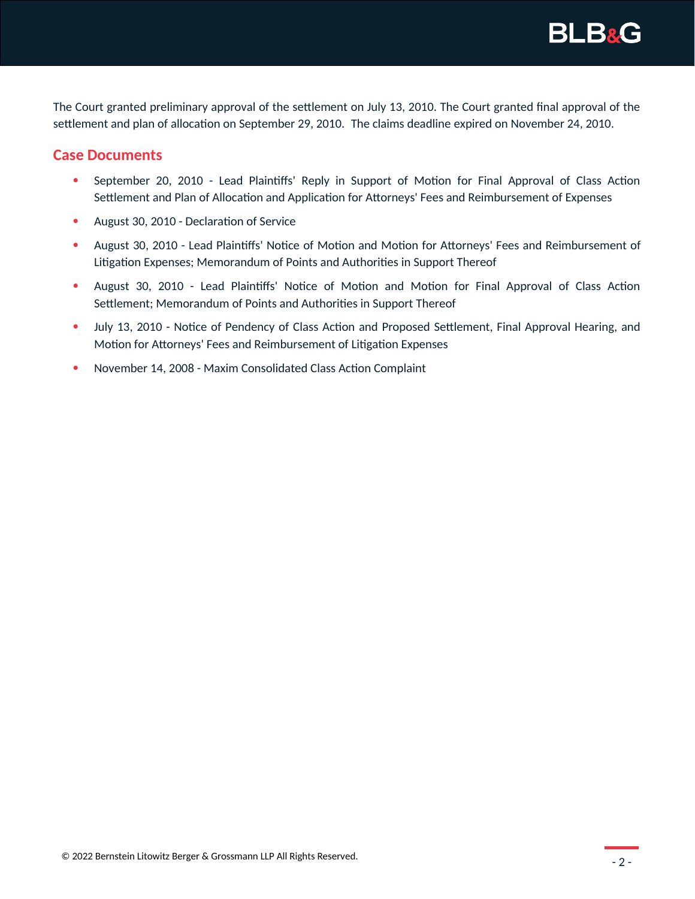The Court granted preliminary approval of the settlement on July 13, 2010. The Court granted final approval of the settlement and plan of allocation on September 29, 2010. The claims deadline expired on November 24, 2010.

## Case Documents

- September 20, 2010 - Lead Plaintiffs' Reply in Support of Motion for Final Approval of Class Action Settlement and Plan of Allocation and Application for Attorneys' Fees and Reimbursement of Expenses
- August 30, 2010 - Declaration of Service
- August 30, 2010 - Lead Plaintiffs' Notice of Motion and Motion for Attorneys' Fees and Reimbursement of Litigation Expenses; Memorandum of Points and Authorities in Support Thereof
- August 30, 2010 - Lead Plaintiffs' Notice of Motion and Motion for Final Approval of Class Action Settlement; Memorandum of Points and Authorities in Support Thereof
- July 13, 2010 - Notice of Pendency of Class Action and Proposed Settlement, Final Approval Hearing, and Motion for Attorneys' Fees and Reimbursement of Litigation Expenses
- November 14, 2008 - Maxim Consolidated Class Action Complaint